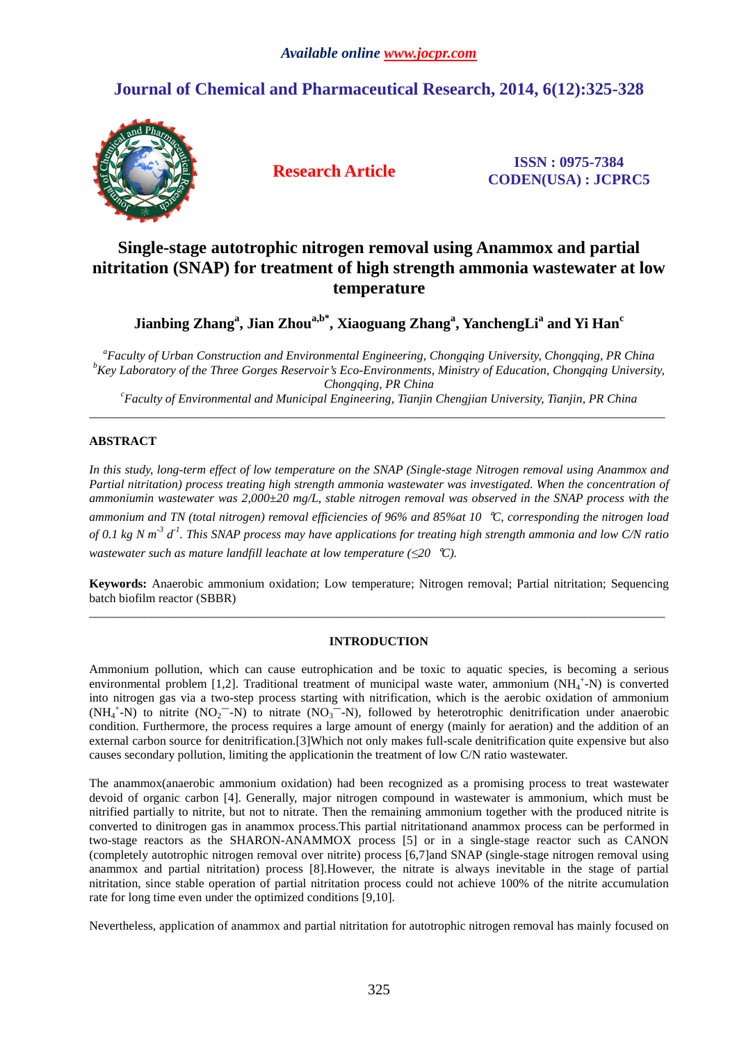# Single-stage autotrophic nitrogen removal using Anammox and partial nitritation (SNAP) for treatment of high strength ammonia wastewater at low temperature

**Jianbing Zhang[a], Jian Zhou[a,b*], Xiaoguang Zhang[a], YanchengLi[a] and Yi Han[c]**

*[a]Faculty of Urban Construction and Environmental Engineering, Chongqing University, Chongqing, PR China*
*[b]Key Laboratory of the Three Gorges Reservoir's Eco-Environments, Ministry of Education, Chongqing University, Chongqing, PR China*
*[c]Faculty of Environmental and Municipal Engineering, Tianjin Chengjian University, Tianjin, PR China*

---

## ABSTRACT

*In this study, long-term effect of low temperature on the SNAP (Single-stage Nitrogen removal using Anammox and Partial nitritation) process treating high strength ammonia wastewater was investigated. When the concentration of ammoniumin wastewater was 2,000±20 mg/L, stable nitrogen removal was observed in the SNAP process with the ammonium and TN (total nitrogen) removal efficiencies of 96% and 85%at 10 ℃, corresponding the nitrogen load of 0.1 kg N $m^{-3}$ $d^{-1}$. This SNAP process may have applications for treating high strength ammonia and low C/N ratio wastewater such as mature landfill leachate at low temperature (≤20 ℃).*

**Keywords:** Anaerobic ammonium oxidation; Low temperature; Nitrogen removal; Partial nitritation; Sequencing batch biofilm reactor (SBBR)

---

## INTRODUCTION

Ammonium pollution, which can cause eutrophication and be toxic to aquatic species, is becoming a serious environmental problem [1,2]. Traditional treatment of municipal waste water, ammonium ($NH_4^+$-N) is converted into nitrogen gas via a two-step process starting with nitrification, which is the aerobic oxidation of ammonium ($NH_4^+$-N) to nitrite ($NO_2^-$-N) to nitrate ($NO_3^-$-N), followed by heterotrophic denitrification under anaerobic condition. Furthermore, the process requires a large amount of energy (mainly for aeration) and the addition of an external carbon source for denitrification.[3]Which not only makes full-scale denitrification quite expensive but also causes secondary pollution, limiting the applicationin the treatment of low C/N ratio wastewater.

The anammox(anaerobic ammonium oxidation) had been recognized as a promising process to treat wastewater devoid of organic carbon [4]. Generally, major nitrogen compound in wastewater is ammonium, which must be nitrified partially to nitrite, but not to nitrate. Then the remaining ammonium together with the produced nitrite is converted to dinitrogen gas in anammox process.This partial nitritationand anammox process can be performed in two-stage reactors as the SHARON-ANAMMOX process [5] or in a single-stage reactor such as CANON (completely autotrophic nitrogen removal over nitrite) process [6,7]and SNAP (single-stage nitrogen removal using anammox and partial nitritation) process [8].However, the nitrate is always inevitable in the stage of partial nitritation, since stable operation of partial nitritation process could not achieve 100% of the nitrite accumulation rate for long time even under the optimized conditions [9,10].

Nevertheless, application of anammox and partial nitritation for autotrophic nitrogen removal has mainly focused on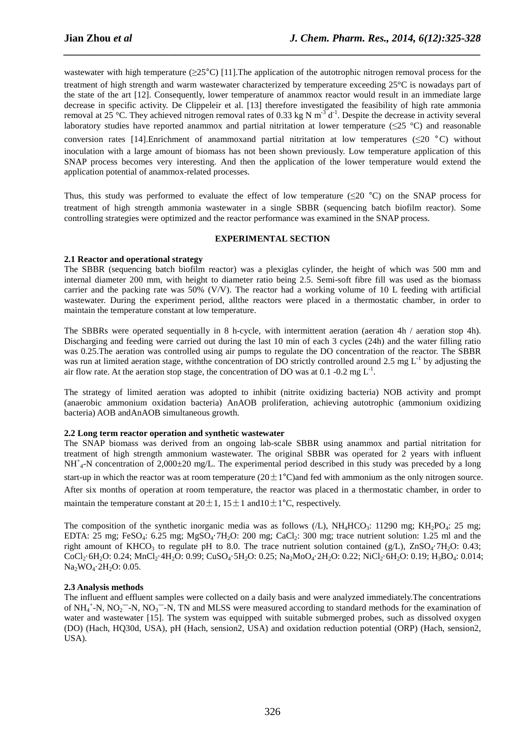wastewater with high temperature (≥25°C) [11].The application of the autotrophic nitrogen removal process for the treatment of high strength and warm wastewater characterized by temperature exceeding 25°C is nowadays part of the state of the art [12]. Consequently, lower temperature of anammox reactor would result in an immediate large decrease in specific activity. De Clippeleir et al. [13] therefore investigated the feasibility of high rate ammonia removal at 25 °C. They achieved nitrogen removal rates of 0.33 kg N $m^{-3}$ $d^{-1}$. Despite the decrease in activity several laboratory studies have reported anammox and partial nitritation at lower temperature (≤25 °C) and reasonable conversion rates [14].Enrichment of anammoxand partial nitritation at low temperatures (≤20 °C) without inoculation with a large amount of biomass has not been shown previously. Low temperature application of this SNAP process becomes very interesting. And then the application of the lower temperature would extend the application potential of anammox-related processes.

Thus, this study was performed to evaluate the effect of low temperature (≤20 °C) on the SNAP process for treatment of high strength ammonia wastewater in a single SBBR (sequencing batch biofilm reactor). Some controlling strategies were optimized and the reactor performance was examined in the SNAP process.

## EXPERIMENTAL SECTION

### 2.1 Reactor and operational strategy

The SBBR (sequencing batch biofilm reactor) was a plexiglas cylinder, the height of which was 500 mm and internal diameter 200 mm, with height to diameter ratio being 2.5. Semi-soft fibre fill was used as the biomass carrier and the packing rate was 50% (V/V). The reactor had a working volume of 10 L feeding with artificial wastewater. During the experiment period, allthe reactors were placed in a thermostatic chamber, in order to maintain the temperature constant at low temperature.

The SBBRs were operated sequentially in 8 h-cycle, with intermittent aeration (aeration 4h / aeration stop 4h). Discharging and feeding were carried out during the last 10 min of each 3 cycles (24h) and the water filling ratio was 0.25.The aeration was controlled using air pumps to regulate the DO concentration of the reactor. The SBBR was run at limited aeration stage, withthe concentration of DO strictly controlled around 2.5 mg $L^{-1}$ by adjusting the air flow rate. At the aeration stop stage, the concentration of DO was at 0.1 -0.2 mg $L^{-1}$.

The strategy of limited aeration was adopted to inhibit (nitrite oxidizing bacteria) NOB activity and prompt (anaerobic ammonium oxidation bacteria) AnAOB proliferation, achieving autotrophic (ammonium oxidizing bacteria) AOB andAnAOB simultaneous growth.

### 2.2 Long term reactor operation and synthetic wastewater

The SNAP biomass was derived from an ongoing lab-scale SBBR using anammox and partial nitritation for treatment of high strength ammonium wastewater. The original SBBR was operated for 2 years with influent $NH^{+}_{4}$-N concentration of 2,000±20 mg/L. The experimental period described in this study was preceded by a long start-up in which the reactor was at room temperature (20±1°C)and fed with ammonium as the only nitrogen source. After six months of operation at room temperature, the reactor was placed in a thermostatic chamber, in order to maintain the temperature constant at 20±1, 15±1 and10±1°C, respectively.

The composition of the synthetic inorganic media was as follows (/L), $NH_4HCO_3$: 11290 mg; $KH_2PO_4$: 25 mg; EDTA: 25 mg; $FeSO_4$: 6.25 mg; $MgSO_4{\cdot}7H_2O$: 200 mg; $CaCl_2$: 300 mg; trace nutrient solution: 1.25 ml and the right amount of $KHCO_3$ to regulate pH to 8.0. The trace nutrient solution contained (g/L), $ZnSO_4{\cdot}7H_2O$: 0.43; $CoCl_2{\cdot}6H_2O$: 0.24; $MnCl_2{\cdot}4H_2O$: 0.99; $CuSO_4{\cdot}5H_2O$: 0.25; $Na_2MoO_4{\cdot}2H_2O$: 0.22; $NiCl_2{\cdot}6H_2O$: 0.19; $H_3BO_4$: 0.014; $Na_2WO_4{\cdot}2H_2O$: 0.05.

### 2.3 Analysis methods

The influent and effluent samples were collected on a daily basis and were analyzed immediately.The concentrations of $NH_4^+$-N, $NO_2^-$-N, $NO_3^-$-N, TN and MLSS were measured according to standard methods for the examination of water and wastewater [15]. The system was equipped with suitable submerged probes, such as dissolved oxygen (DO) (Hach, HQ30d, USA), pH (Hach, sension2, USA) and oxidation reduction potential (ORP) (Hach, sension2, USA).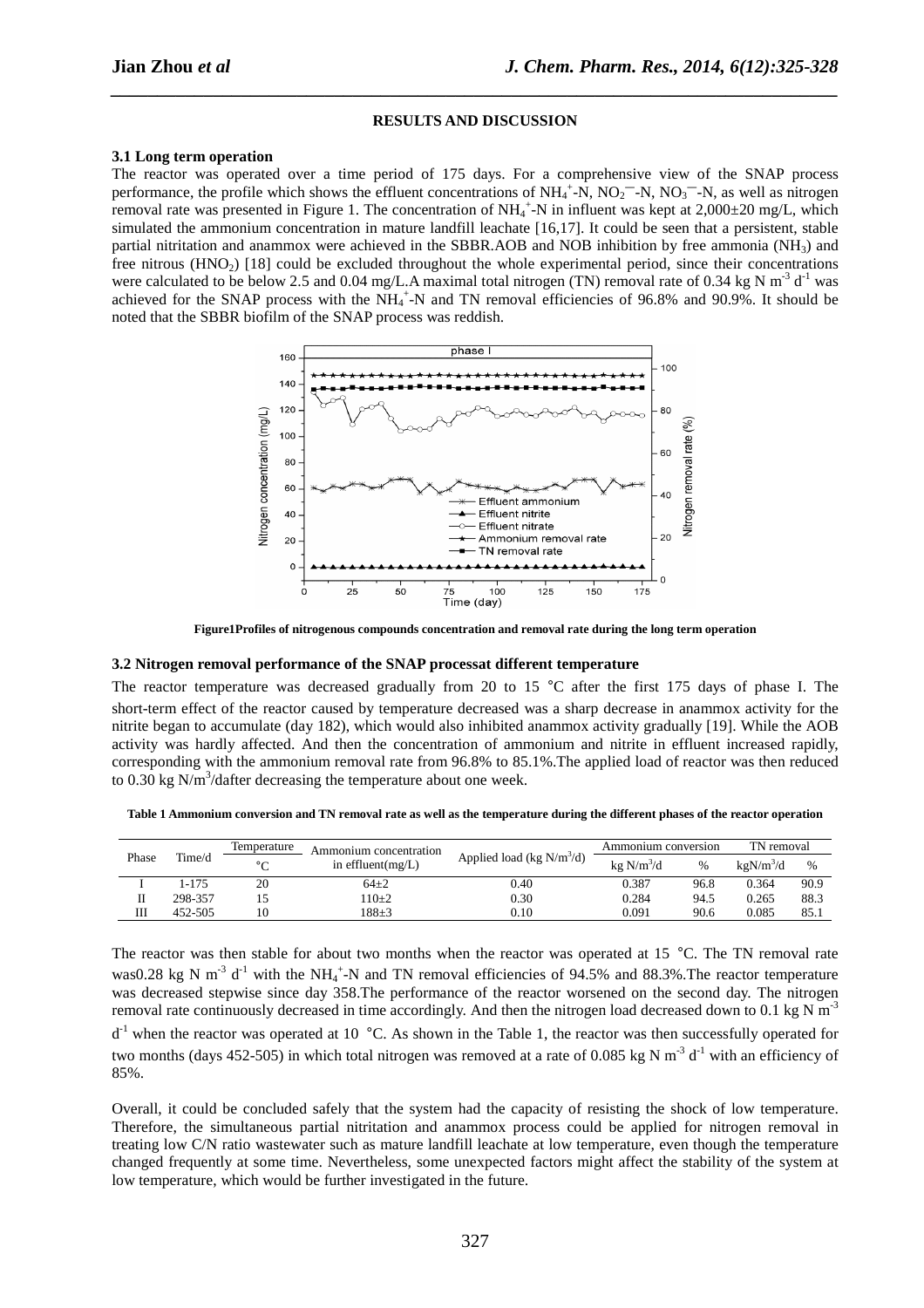## RESULTS AND DISCUSSION

### 3.1 Long term operation

The reactor was operated over a time period of 175 days. For a comprehensive view of the SNAP process performance, the profile which shows the effluent concentrations of $NH_4^+$-N, $NO_2^-$-N, $NO_3^-$-N, as well as nitrogen removal rate was presented in Figure 1. The concentration of $NH_4^+$-N in influent was kept at 2,000±20 mg/L, which simulated the ammonium concentration in mature landfill leachate [16,17]. It could be seen that a persistent, stable partial nitritation and anammox were achieved in the SBBR.AOB and NOB inhibition by free ammonia ($NH_3$) and free nitrous ($HNO_2$) [18] could be excluded throughout the whole experimental period, since their concentrations were calculated to be below 2.5 and 0.04 mg/L.A maximal total nitrogen (TN) removal rate of 0.34 kg N $m^{-3}$ $d^{-1}$ was achieved for the SNAP process with the $NH_4^+$-N and TN removal efficiencies of 96.8% and 90.9%. It should be noted that the SBBR biofilm of the SNAP process was reddish.

phase I

Nitrogen concentration (mg/L)

Nitrogen removal rate (%)

Time (day)

Effluent ammonium
Effluent nitrite
Effluent nitrate
Ammonium removal rate
TN removal rate

**Figure1Profiles of nitrogenous compounds concentration and removal rate during the long term operation**

### 3.2 Nitrogen removal performance of the SNAP processat different temperature

The reactor temperature was decreased gradually from 20 to 15 °C after the first 175 days of phase I. The short-term effect of the reactor caused by temperature decreased was a sharp decrease in anammox activity for the nitrite began to accumulate (day 182), which would also inhibited anammox activity gradually [19]. While the AOB activity was hardly affected. And then the concentration of ammonium and nitrite in effluent increased rapidly, corresponding with the ammonium removal rate from 96.8% to 85.1%.The applied load of reactor was then reduced to 0.30 kg N/$m^3$/dafter decreasing the temperature about one week.

**Table 1 Ammonium conversion and TN removal rate as well as the temperature during the different phases of the reactor operation**

| Phase | Time/d | Temperature | Ammonium concentration in effluent(mg/L) | Applied load (kg N/$m^3$/d) | Ammonium conversion | | TN removal | |
|---|---|---|---|---|---|---|---|---|
| | | °C | | | kg N/$m^3$/d | % | kgN/$m^3$/d | % |
| I | 1-175 | 20 | 64±2 | 0.40 | 0.387 | 96.8 | 0.364 | 90.9 |
| II | 298-357 | 15 | 110±2 | 0.30 | 0.284 | 94.5 | 0.265 | 88.3 |
| III | 452-505 | 10 | 188±3 | 0.10 | 0.091 | 90.6 | 0.085 | 85.1 |

The reactor was then stable for about two months when the reactor was operated at 15 °C. The TN removal rate was0.28 kg N $m^{-3}$ $d^{-1}$ with the $NH_4^+$-N and TN removal efficiencies of 94.5% and 88.3%.The reactor temperature was decreased stepwise since day 358.The performance of the reactor worsened on the second day. The nitrogen removal rate continuously decreased in time accordingly. And then the nitrogen load decreased down to 0.1 kg N $m^{-3}$ $d^{-1}$ when the reactor was operated at 10 °C. As shown in the Table 1, the reactor was then successfully operated for two months (days 452-505) in which total nitrogen was removed at a rate of 0.085 kg N $m^{-3}$ $d^{-1}$ with an efficiency of 85%.

Overall, it could be concluded safely that the system had the capacity of resisting the shock of low temperature. Therefore, the simultaneous partial nitritation and anammox process could be applied for nitrogen removal in treating low C/N ratio wastewater such as mature landfill leachate at low temperature, even though the temperature changed frequently at some time. Nevertheless, some unexpected factors might affect the stability of the system at low temperature, which would be further investigated in the future.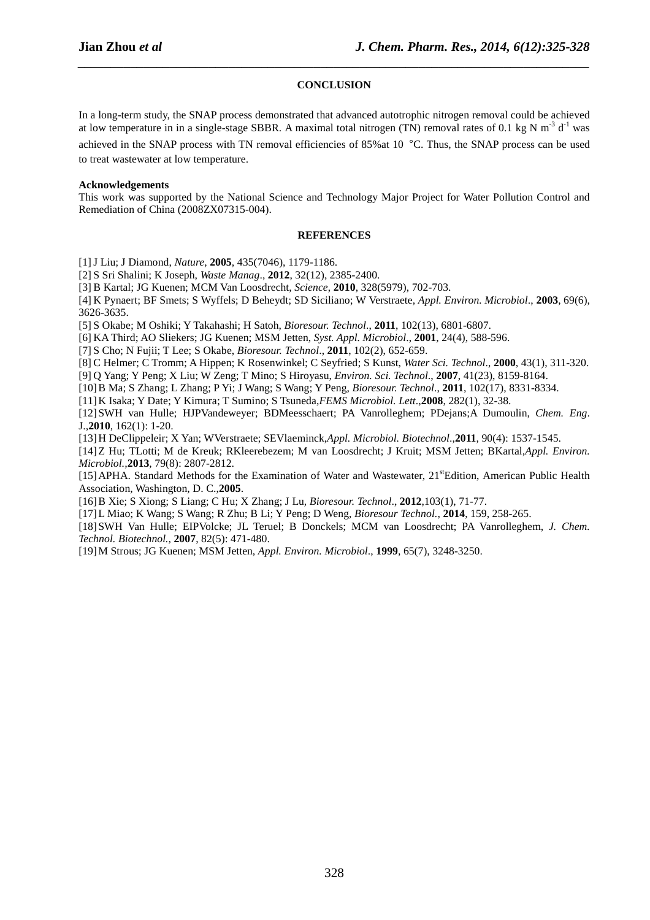## CONCLUSION

In a long-term study, the SNAP process demonstrated that advanced autotrophic nitrogen removal could be achieved at low temperature in in a single-stage SBBR. A maximal total nitrogen (TN) removal rates of 0.1 kg N $m^{-3}$ $d^{-1}$ was achieved in the SNAP process with TN removal efficiencies of 85%at 10 °C. Thus, the SNAP process can be used to treat wastewater at low temperature.

**Acknowledgements**

This work was supported by the National Science and Technology Major Project for Water Pollution Control and Remediation of China (2008ZX07315-004).

## REFERENCES

[1] J Liu; J Diamond, *Nature*, **2005**, 435(7046), 1179-1186.

[2] S Sri Shalini; K Joseph, *Waste Manag*., **2012**, 32(12), 2385-2400.

[3] B Kartal; JG Kuenen; MCM Van Loosdrecht, *Science*, **2010**, 328(5979), 702-703.

[4] K Pynaert; BF Smets; S Wyffels; D Beheydt; SD Siciliano; W Verstraete, *Appl. Environ. Microbiol*., **2003**, 69(6), 3626-3635.

[5] S Okabe; M Oshiki; Y Takahashi; H Satoh, *Bioresour. Technol*., **2011**, 102(13), 6801-6807.

[6] KA Third; AO Sliekers; JG Kuenen; MSM Jetten, *Syst. Appl. Microbiol*., **2001**, 24(4), 588-596.

[7] S Cho; N Fujii; T Lee; S Okabe, *Bioresour. Technol*., **2011**, 102(2), 652-659.

[8] C Helmer; C Tromm; A Hippen; K Rosenwinkel; C Seyfried; S Kunst, *Water Sci. Technol*., **2000**, 43(1), 311-320.

[9] Q Yang; Y Peng; X Liu; W Zeng; T Mino; S Hiroyasu, *Environ. Sci. Technol*., **2007**, 41(23), 8159-8164.

[10] B Ma; S Zhang; L Zhang; P Yi; J Wang; S Wang; Y Peng, *Bioresour. Technol*., **2011**, 102(17), 8331-8334.

[11] K Isaka; Y Date; Y Kimura; T Sumino; S Tsuneda,*FEMS Microbiol. Lett*.,**2008**, 282(1), 32-38.

[12] SWH van Hulle; HJPVandeweyer; BDMeesschaert; PA Vanrolleghem; PDejans;A Dumoulin, *Chem. Eng*. J.,**2010**, 162(1): 1-20.

[13] H DeClippeleir; X Yan; WVerstraete; SEVlaeminck,*Appl. Microbiol. Biotechnol*.,**2011**, 90(4): 1537-1545.

[14] Z Hu; TLotti; M de Kreuk; RKleerebezem; M van Loosdrecht; J Kruit; MSM Jetten; BKartal,*Appl. Environ. Microbiol.*,**2013**, 79(8): 2807-2812.

[15] APHA. Standard Methods for the Examination of Water and Wastewater, 21stEdition, American Public Health Association, Washington, D. C.,**2005**.

[16] B Xie; S Xiong; S Liang; C Hu; X Zhang; J Lu, *Bioresour. Technol*., **2012**,103(1), 71-77.

[17] L Miao; K Wang; S Wang; R Zhu; B Li; Y Peng; D Weng, *Bioresour Technol.*, **2014**, 159, 258-265.

[18] SWH Van Hulle; EIPVolcke; JL Teruel; B Donckels; MCM van Loosdrecht; PA Vanrolleghem, *J. Chem. Technol. Biotechnol.*, **2007**, 82(5): 471-480.

[19] M Strous; JG Kuenen; MSM Jetten, *Appl. Environ. Microbiol*., **1999**, 65(7), 3248-3250.